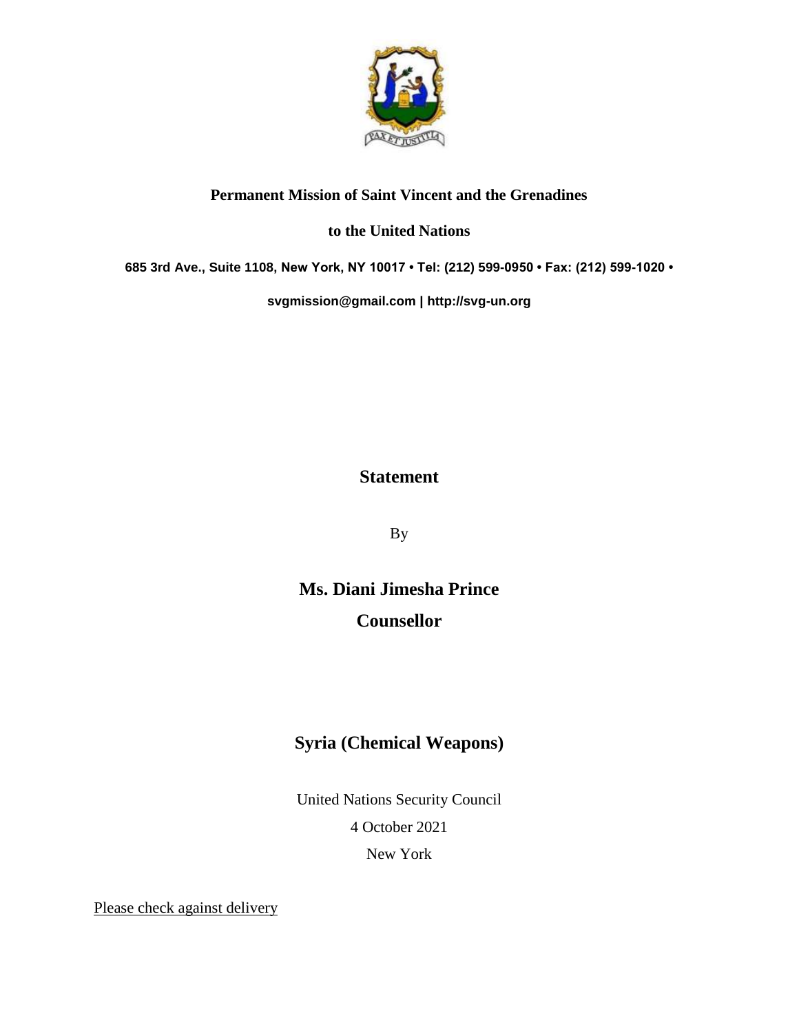**Permanent Mission of Saint Vincent and the Grenadines**

**to the United Nations**

**685 3rd Ave., Suite 1108, New York, NY 10017 • Tel: (212) 599-0950 • Fax: (212) 599-1020 •**

**svgmission@gmail.com | http://svg-un.org**

# Statement

By

## Ms. Diani Jimesha Prince

## Counsellor

## Syria (Chemical Weapons)

United Nations Security Council

4 October 2021

New York

Please check against delivery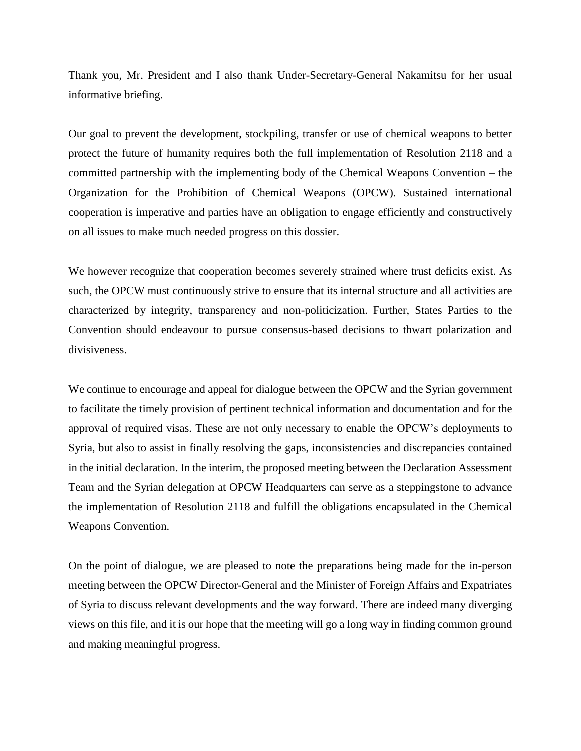Thank you, Mr. President and I also thank Under-Secretary-General Nakamitsu for her usual informative briefing.

Our goal to prevent the development, stockpiling, transfer or use of chemical weapons to better protect the future of humanity requires both the full implementation of Resolution 2118 and a committed partnership with the implementing body of the Chemical Weapons Convention – the Organization for the Prohibition of Chemical Weapons (OPCW). Sustained international cooperation is imperative and parties have an obligation to engage efficiently and constructively on all issues to make much needed progress on this dossier.

We however recognize that cooperation becomes severely strained where trust deficits exist. As such, the OPCW must continuously strive to ensure that its internal structure and all activities are characterized by integrity, transparency and non-politicization. Further, States Parties to the Convention should endeavour to pursue consensus-based decisions to thwart polarization and divisiveness.

We continue to encourage and appeal for dialogue between the OPCW and the Syrian government to facilitate the timely provision of pertinent technical information and documentation and for the approval of required visas. These are not only necessary to enable the OPCW's deployments to Syria, but also to assist in finally resolving the gaps, inconsistencies and discrepancies contained in the initial declaration. In the interim, the proposed meeting between the Declaration Assessment Team and the Syrian delegation at OPCW Headquarters can serve as a steppingstone to advance the implementation of Resolution 2118 and fulfill the obligations encapsulated in the Chemical Weapons Convention.

On the point of dialogue, we are pleased to note the preparations being made for the in-person meeting between the OPCW Director-General and the Minister of Foreign Affairs and Expatriates of Syria to discuss relevant developments and the way forward. There are indeed many diverging views on this file, and it is our hope that the meeting will go a long way in finding common ground and making meaningful progress.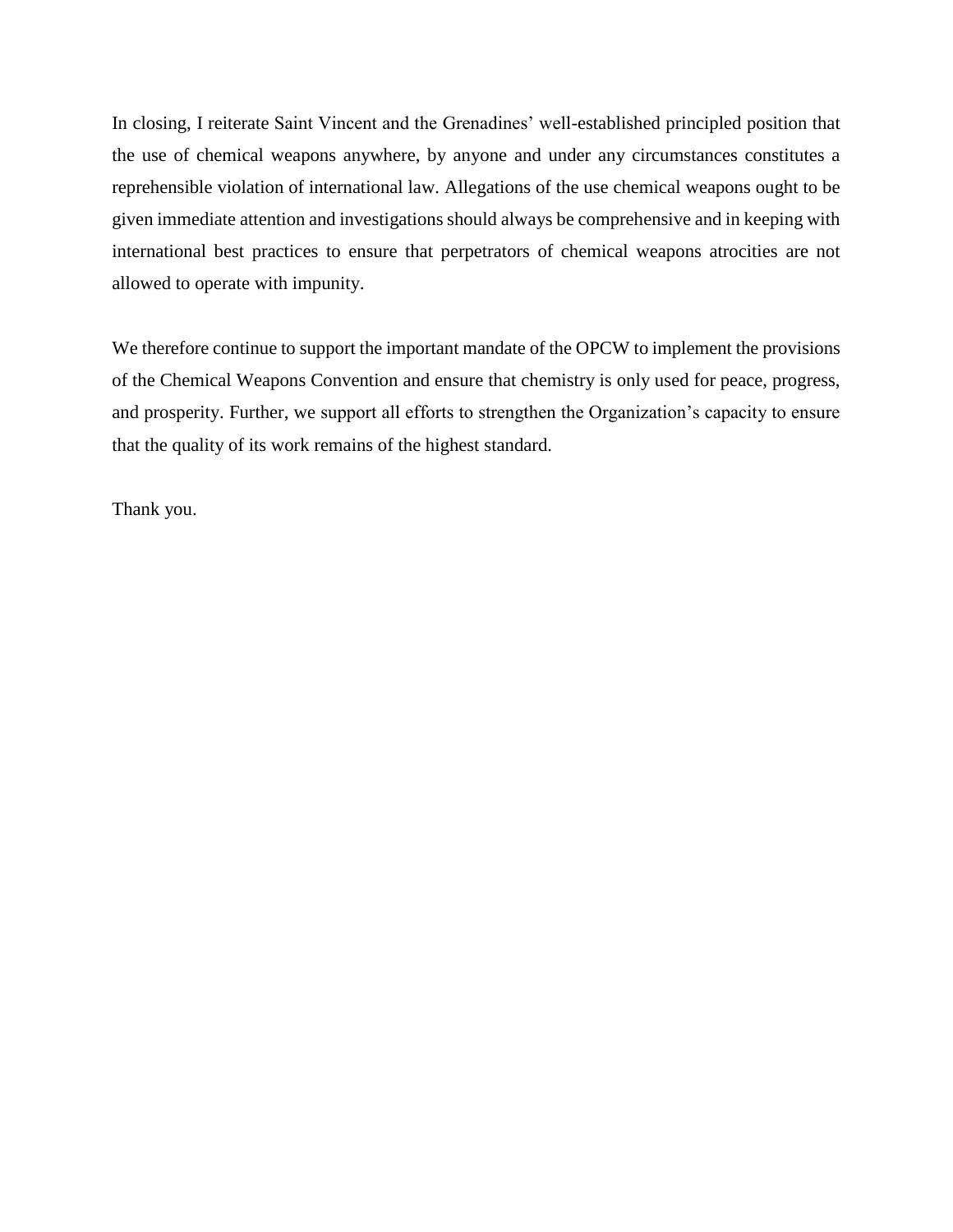In closing, I reiterate Saint Vincent and the Grenadines' well-established principled position that the use of chemical weapons anywhere, by anyone and under any circumstances constitutes a reprehensible violation of international law. Allegations of the use chemical weapons ought to be given immediate attention and investigations should always be comprehensive and in keeping with international best practices to ensure that perpetrators of chemical weapons atrocities are not allowed to operate with impunity.

We therefore continue to support the important mandate of the OPCW to implement the provisions of the Chemical Weapons Convention and ensure that chemistry is only used for peace, progress, and prosperity. Further, we support all efforts to strengthen the Organization's capacity to ensure that the quality of its work remains of the highest standard.

Thank you.